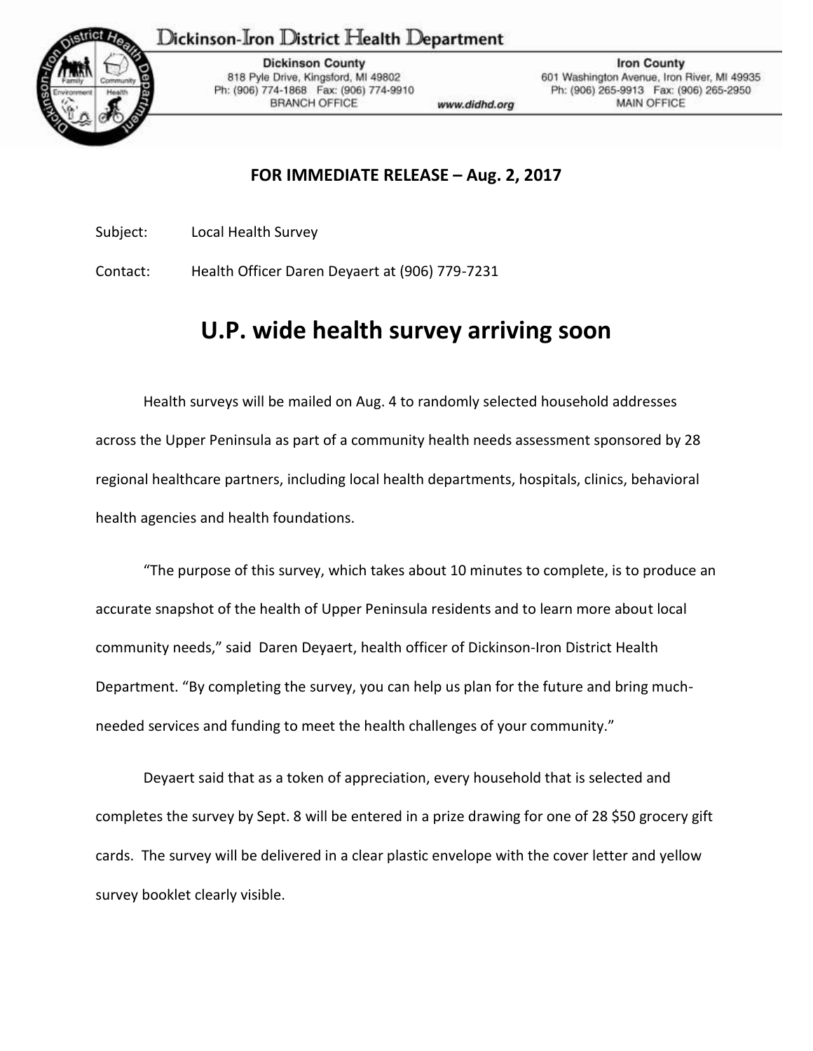Dickinson-Iron District Health Department

**Dickinson County**
818 Pyle Drive, Kingsford, MI 49802
Ph: (906) 774-1868 Fax: (906) 774-9910
BRANCH OFFICE

www.didhd.org

**Iron County**
601 Washington Avenue, Iron River, MI 49935
Ph: (906) 265-9913 Fax: (906) 265-2950
MAIN OFFICE

**FOR IMMEDIATE RELEASE – Aug. 2, 2017**

Subject: Local Health Survey

Contact: Health Officer Daren Deyaert at (906) 779-7231

# U.P. wide health survey arriving soon

Health surveys will be mailed on Aug. 4 to randomly selected household addresses across the Upper Peninsula as part of a community health needs assessment sponsored by 28 regional healthcare partners, including local health departments, hospitals, clinics, behavioral health agencies and health foundations.

"The purpose of this survey, which takes about 10 minutes to complete, is to produce an accurate snapshot of the health of Upper Peninsula residents and to learn more about local community needs," said Daren Deyaert, health officer of Dickinson-Iron District Health Department. "By completing the survey, you can help us plan for the future and bring much-needed services and funding to meet the health challenges of your community."

Deyaert said that as a token of appreciation, every household that is selected and completes the survey by Sept. 8 will be entered in a prize drawing for one of 28 $50 grocery gift cards. The survey will be delivered in a clear plastic envelope with the cover letter and yellow survey booklet clearly visible.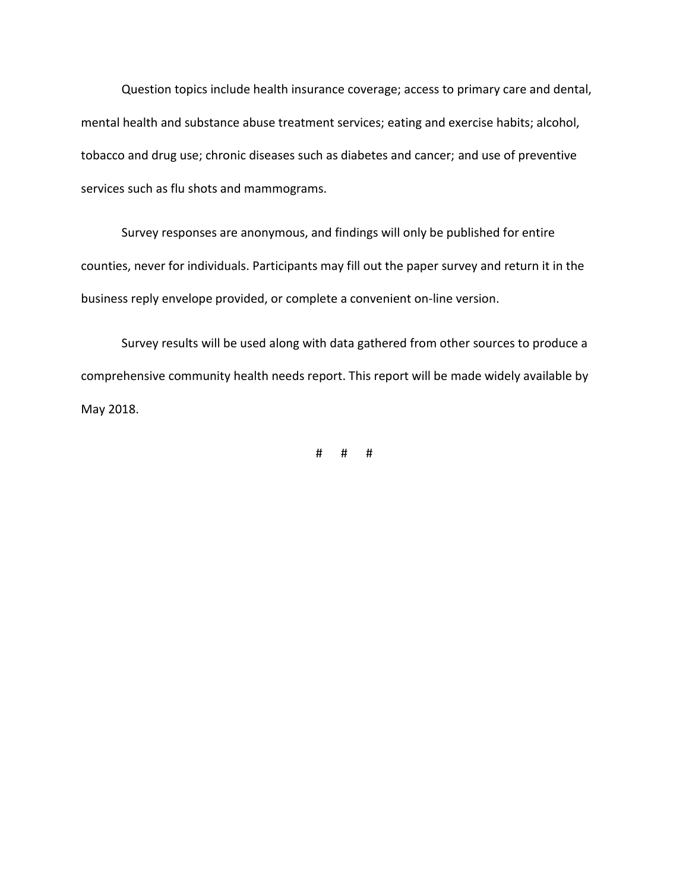Question topics include health insurance coverage; access to primary care and dental, mental health and substance abuse treatment services; eating and exercise habits; alcohol, tobacco and drug use; chronic diseases such as diabetes and cancer; and use of preventive services such as flu shots and mammograms.

Survey responses are anonymous, and findings will only be published for entire counties, never for individuals. Participants may fill out the paper survey and return it in the business reply envelope provided, or complete a convenient on-line version.

Survey results will be used along with data gathered from other sources to produce a comprehensive community health needs report. This report will be made widely available by May 2018.

# # #